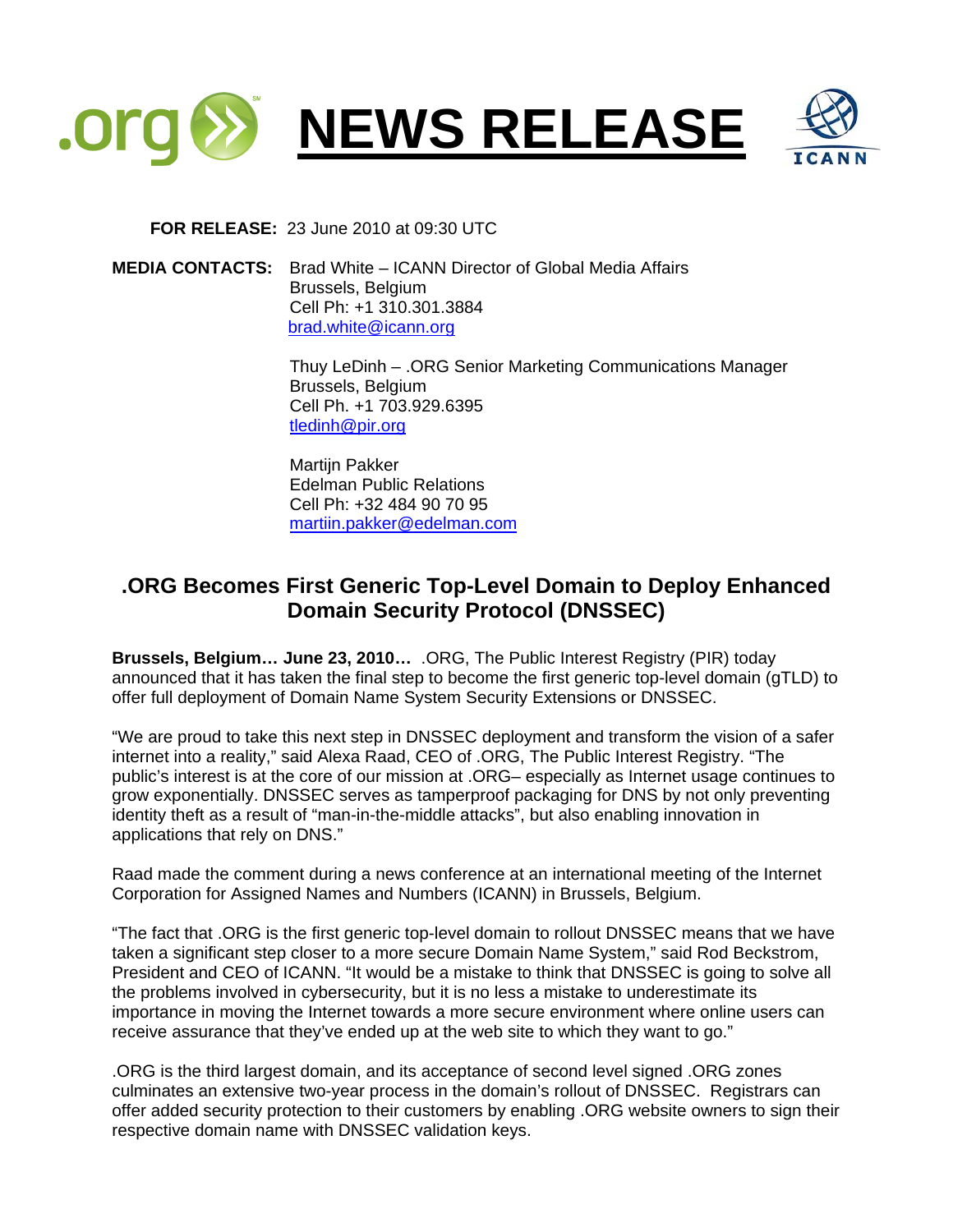.org NEWS RELEASE ICANN

**FOR RELEASE:** 23 June 2010 at 09:30 UTC

**MEDIA CONTACTS:** Brad White – ICANN Director of Global Media Affairs
Brussels, Belgium
Cell Ph: +1 310.301.3884
brad.white@icann.org

Thuy LeDinh – .ORG Senior Marketing Communications Manager
Brussels, Belgium
Cell Ph. +1 703.929.6395
tledinh@pir.org

Martijn Pakker
Edelman Public Relations
Cell Ph: +32 484 90 70 95
martijn.pakker@edelman.com

## .ORG Becomes First Generic Top-Level Domain to Deploy Enhanced Domain Security Protocol (DNSSEC)

**Brussels, Belgium… June 23, 2010…** .ORG, The Public Interest Registry (PIR) today announced that it has taken the final step to become the first generic top-level domain (gTLD) to offer full deployment of Domain Name System Security Extensions or DNSSEC.

"We are proud to take this next step in DNSSEC deployment and transform the vision of a safer internet into a reality," said Alexa Raad, CEO of .ORG, The Public Interest Registry. "The public's interest is at the core of our mission at .ORG– especially as Internet usage continues to grow exponentially. DNSSEC serves as tamperproof packaging for DNS by not only preventing identity theft as a result of "man-in-the-middle attacks", but also enabling innovation in applications that rely on DNS."

Raad made the comment during a news conference at an international meeting of the Internet Corporation for Assigned Names and Numbers (ICANN) in Brussels, Belgium.

"The fact that .ORG is the first generic top-level domain to rollout DNSSEC means that we have taken a significant step closer to a more secure Domain Name System," said Rod Beckstrom, President and CEO of ICANN. "It would be a mistake to think that DNSSEC is going to solve all the problems involved in cybersecurity, but it is no less a mistake to underestimate its importance in moving the Internet towards a more secure environment where online users can receive assurance that they've ended up at the web site to which they want to go."

.ORG is the third largest domain, and its acceptance of second level signed .ORG zones culminates an extensive two-year process in the domain's rollout of DNSSEC. Registrars can offer added security protection to their customers by enabling .ORG website owners to sign their respective domain name with DNSSEC validation keys.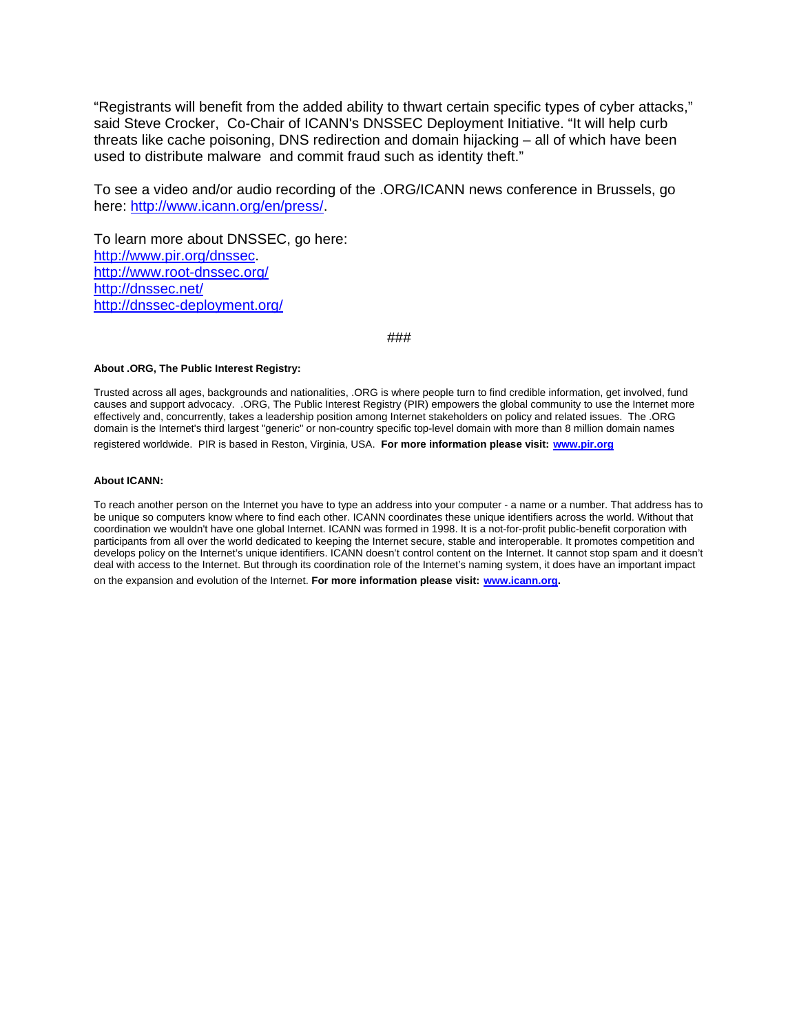"Registrants will benefit from the added ability to thwart certain specific types of cyber attacks," said Steve Crocker, Co-Chair of ICANN's DNSSEC Deployment Initiative. "It will help curb threats like cache poisoning, DNS redirection and domain hijacking – all of which have been used to distribute malware and commit fraud such as identity theft."

To see a video and/or audio recording of the .ORG/ICANN news conference in Brussels, go here: http://www.icann.org/en/press/.

To learn more about DNSSEC, go here:
http://www.pir.org/dnssec.
http://www.root-dnssec.org/
http://dnssec.net/
http://dnssec-deployment.org/

###

**About .ORG, The Public Interest Registry:**

Trusted across all ages, backgrounds and nationalities, .ORG is where people turn to find credible information, get involved, fund causes and support advocacy. .ORG, The Public Interest Registry (PIR) empowers the global community to use the Internet more effectively and, concurrently, takes a leadership position among Internet stakeholders on policy and related issues. The .ORG domain is the Internet's third largest "generic" or non-country specific top-level domain with more than 8 million domain names registered worldwide. PIR is based in Reston, Virginia, USA. **For more information please visit: www.pir.org**

**About ICANN:**

To reach another person on the Internet you have to type an address into your computer - a name or a number. That address has to be unique so computers know where to find each other. ICANN coordinates these unique identifiers across the world. Without that coordination we wouldn't have one global Internet. ICANN was formed in 1998. It is a not-for-profit public-benefit corporation with participants from all over the world dedicated to keeping the Internet secure, stable and interoperable. It promotes competition and develops policy on the Internet's unique identifiers. ICANN doesn't control content on the Internet. It cannot stop spam and it doesn't deal with access to the Internet. But through its coordination role of the Internet's naming system, it does have an important impact on the expansion and evolution of the Internet. **For more information please visit: www.icann.org.**